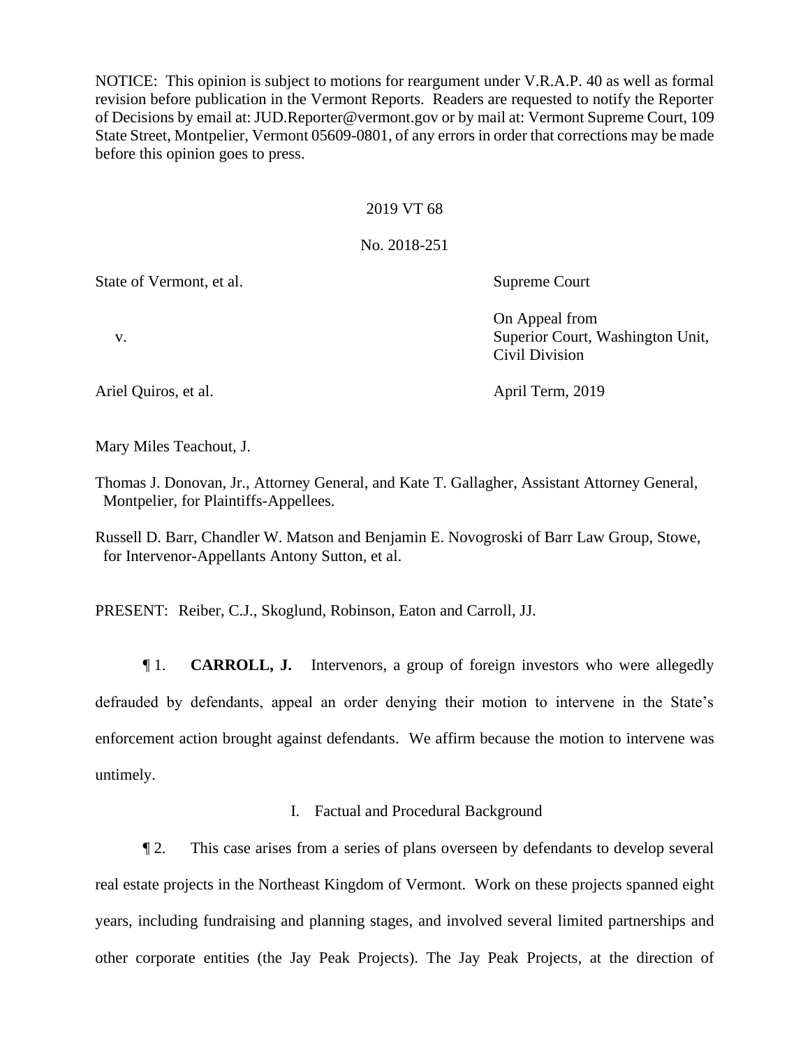NOTICE: This opinion is subject to motions for reargument under V.R.A.P. 40 as well as formal revision before publication in the Vermont Reports. Readers are requested to notify the Reporter of Decisions by email at: JUD.Reporter@vermont.gov or by mail at: Vermont Supreme Court, 109 State Street, Montpelier, Vermont 05609-0801, of any errors in order that corrections may be made before this opinion goes to press.

2019 VT 68

No. 2018-251

| | |
|---|---|
| State of Vermont, et al. | Supreme Court |
| v. | On Appeal from<br>Superior Court, Washington Unit,<br>Civil Division |
| Ariel Quiros, et al. | April Term, 2019 |

Mary Miles Teachout, J.

Thomas J. Donovan, Jr., Attorney General, and Kate T. Gallagher, Assistant Attorney General, Montpelier, for Plaintiffs-Appellees.

Russell D. Barr, Chandler W. Matson and Benjamin E. Novogroski of Barr Law Group, Stowe, for Intervenor-Appellants Antony Sutton, et al.

PRESENT: Reiber, C.J., Skoglund, Robinson, Eaton and Carroll, JJ.

¶ 1. **CARROLL, J.** Intervenors, a group of foreign investors who were allegedly defrauded by defendants, appeal an order denying their motion to intervene in the State's enforcement action brought against defendants. We affirm because the motion to intervene was untimely.

## I. Factual and Procedural Background

¶ 2. This case arises from a series of plans overseen by defendants to develop several real estate projects in the Northeast Kingdom of Vermont. Work on these projects spanned eight years, including fundraising and planning stages, and involved several limited partnerships and other corporate entities (the Jay Peak Projects). The Jay Peak Projects, at the direction of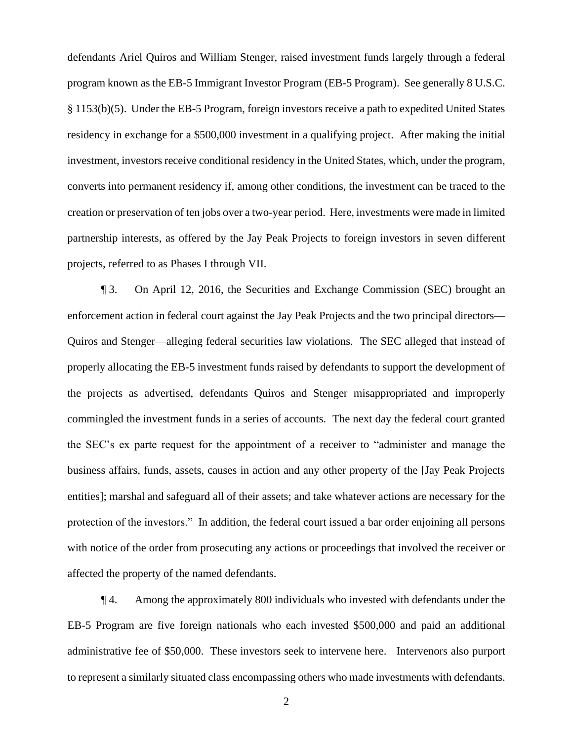defendants Ariel Quiros and William Stenger, raised investment funds largely through a federal program known as the EB-5 Immigrant Investor Program (EB-5 Program). See generally 8 U.S.C. § 1153(b)(5). Under the EB-5 Program, foreign investors receive a path to expedited United States residency in exchange for a $500,000 investment in a qualifying project. After making the initial investment, investors receive conditional residency in the United States, which, under the program, converts into permanent residency if, among other conditions, the investment can be traced to the creation or preservation of ten jobs over a two-year period. Here, investments were made in limited partnership interests, as offered by the Jay Peak Projects to foreign investors in seven different projects, referred to as Phases I through VII.

¶ 3. On April 12, 2016, the Securities and Exchange Commission (SEC) brought an enforcement action in federal court against the Jay Peak Projects and the two principal directors—Quiros and Stenger—alleging federal securities law violations. The SEC alleged that instead of properly allocating the EB-5 investment funds raised by defendants to support the development of the projects as advertised, defendants Quiros and Stenger misappropriated and improperly commingled the investment funds in a series of accounts. The next day the federal court granted the SEC's ex parte request for the appointment of a receiver to "administer and manage the business affairs, funds, assets, causes in action and any other property of the [Jay Peak Projects entities]; marshal and safeguard all of their assets; and take whatever actions are necessary for the protection of the investors." In addition, the federal court issued a bar order enjoining all persons with notice of the order from prosecuting any actions or proceedings that involved the receiver or affected the property of the named defendants.

¶ 4. Among the approximately 800 individuals who invested with defendants under the EB-5 Program are five foreign nationals who each invested $500,000 and paid an additional administrative fee of $50,000. These investors seek to intervene here. Intervenors also purport to represent a similarly situated class encompassing others who made investments with defendants.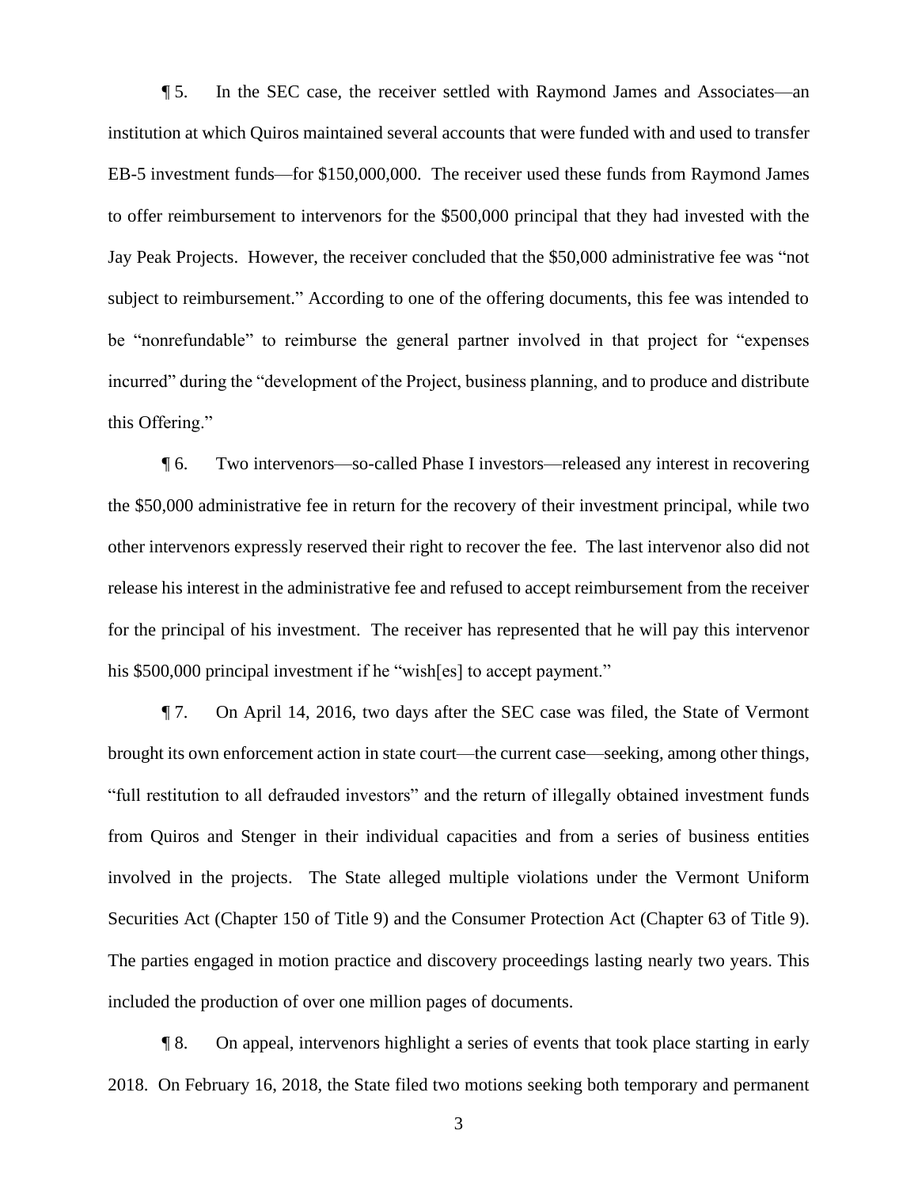¶ 5. In the SEC case, the receiver settled with Raymond James and Associates—an institution at which Quiros maintained several accounts that were funded with and used to transfer EB-5 investment funds—for $150,000,000. The receiver used these funds from Raymond James to offer reimbursement to intervenors for the $500,000 principal that they had invested with the Jay Peak Projects. However, the receiver concluded that the $50,000 administrative fee was "not subject to reimbursement." According to one of the offering documents, this fee was intended to be "nonrefundable" to reimburse the general partner involved in that project for "expenses incurred" during the "development of the Project, business planning, and to produce and distribute this Offering."

¶ 6. Two intervenors—so-called Phase I investors—released any interest in recovering the $50,000 administrative fee in return for the recovery of their investment principal, while two other intervenors expressly reserved their right to recover the fee. The last intervenor also did not release his interest in the administrative fee and refused to accept reimbursement from the receiver for the principal of his investment. The receiver has represented that he will pay this intervenor his $500,000 principal investment if he "wish[es] to accept payment."

¶ 7. On April 14, 2016, two days after the SEC case was filed, the State of Vermont brought its own enforcement action in state court—the current case—seeking, among other things, "full restitution to all defrauded investors" and the return of illegally obtained investment funds from Quiros and Stenger in their individual capacities and from a series of business entities involved in the projects. The State alleged multiple violations under the Vermont Uniform Securities Act (Chapter 150 of Title 9) and the Consumer Protection Act (Chapter 63 of Title 9). The parties engaged in motion practice and discovery proceedings lasting nearly two years. This included the production of over one million pages of documents.

¶ 8. On appeal, intervenors highlight a series of events that took place starting in early 2018. On February 16, 2018, the State filed two motions seeking both temporary and permanent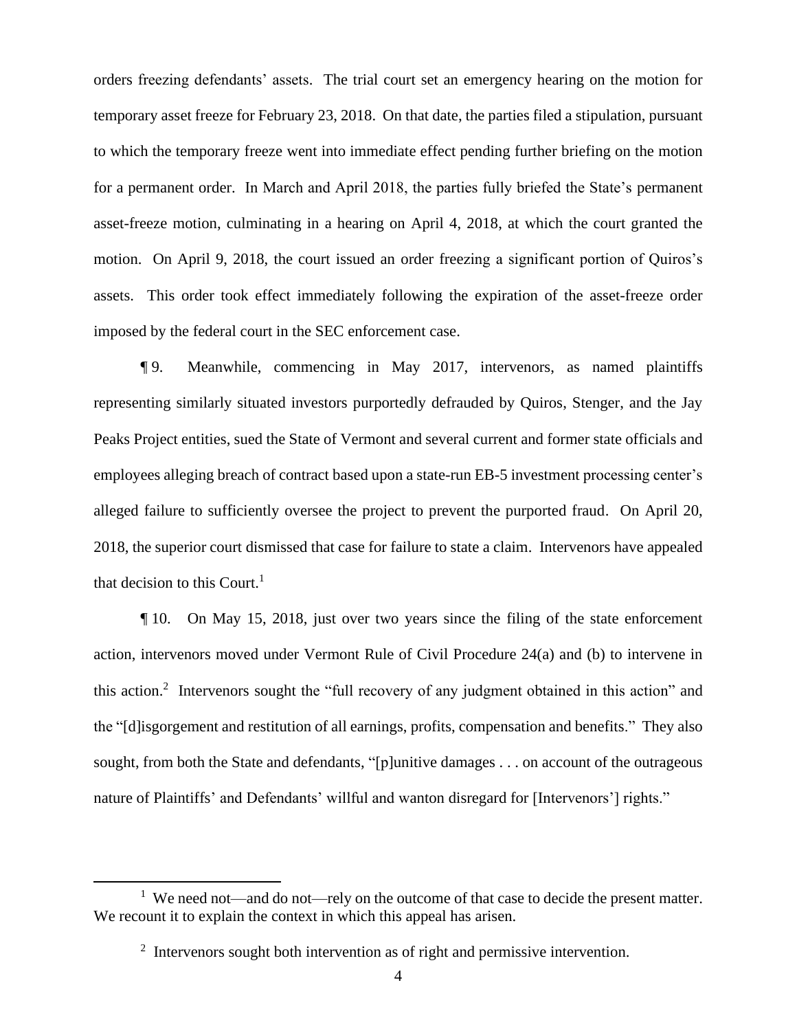orders freezing defendants' assets. The trial court set an emergency hearing on the motion for temporary asset freeze for February 23, 2018. On that date, the parties filed a stipulation, pursuant to which the temporary freeze went into immediate effect pending further briefing on the motion for a permanent order. In March and April 2018, the parties fully briefed the State's permanent asset-freeze motion, culminating in a hearing on April 4, 2018, at which the court granted the motion. On April 9, 2018, the court issued an order freezing a significant portion of Quiros's assets. This order took effect immediately following the expiration of the asset-freeze order imposed by the federal court in the SEC enforcement case.

¶ 9. Meanwhile, commencing in May 2017, intervenors, as named plaintiffs representing similarly situated investors purportedly defrauded by Quiros, Stenger, and the Jay Peaks Project entities, sued the State of Vermont and several current and former state officials and employees alleging breach of contract based upon a state-run EB-5 investment processing center's alleged failure to sufficiently oversee the project to prevent the purported fraud. On April 20, 2018, the superior court dismissed that case for failure to state a claim. Intervenors have appealed that decision to this Court.[1]

¶ 10. On May 15, 2018, just over two years since the filing of the state enforcement action, intervenors moved under Vermont Rule of Civil Procedure 24(a) and (b) to intervene in this action.[2] Intervenors sought the "full recovery of any judgment obtained in this action" and the "[d]isgorgement and restitution of all earnings, profits, compensation and benefits." They also sought, from both the State and defendants, "[p]unitive damages . . . on account of the outrageous nature of Plaintiffs' and Defendants' willful and wanton disregard for [Intervenors'] rights."

[1] We need not—and do not—rely on the outcome of that case to decide the present matter. We recount it to explain the context in which this appeal has arisen.

[2] Intervenors sought both intervention as of right and permissive intervention.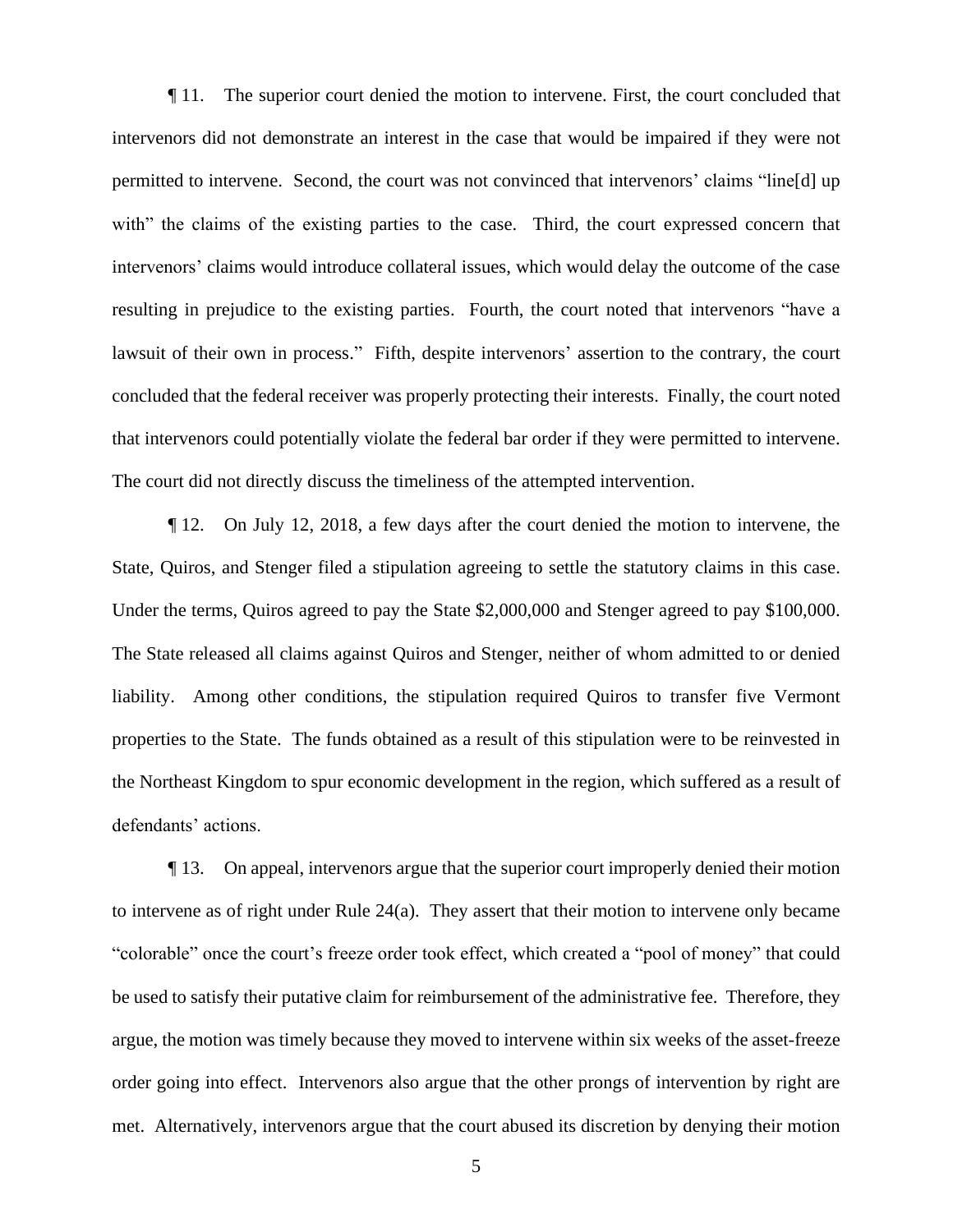¶ 11. The superior court denied the motion to intervene. First, the court concluded that intervenors did not demonstrate an interest in the case that would be impaired if they were not permitted to intervene. Second, the court was not convinced that intervenors' claims "line[d] up with" the claims of the existing parties to the case. Third, the court expressed concern that intervenors' claims would introduce collateral issues, which would delay the outcome of the case resulting in prejudice to the existing parties. Fourth, the court noted that intervenors "have a lawsuit of their own in process." Fifth, despite intervenors' assertion to the contrary, the court concluded that the federal receiver was properly protecting their interests. Finally, the court noted that intervenors could potentially violate the federal bar order if they were permitted to intervene. The court did not directly discuss the timeliness of the attempted intervention.

¶ 12. On July 12, 2018, a few days after the court denied the motion to intervene, the State, Quiros, and Stenger filed a stipulation agreeing to settle the statutory claims in this case. Under the terms, Quiros agreed to pay the State $2,000,000 and Stenger agreed to pay $100,000. The State released all claims against Quiros and Stenger, neither of whom admitted to or denied liability. Among other conditions, the stipulation required Quiros to transfer five Vermont properties to the State. The funds obtained as a result of this stipulation were to be reinvested in the Northeast Kingdom to spur economic development in the region, which suffered as a result of defendants' actions.

¶ 13. On appeal, intervenors argue that the superior court improperly denied their motion to intervene as of right under Rule 24(a). They assert that their motion to intervene only became "colorable" once the court's freeze order took effect, which created a "pool of money" that could be used to satisfy their putative claim for reimbursement of the administrative fee. Therefore, they argue, the motion was timely because they moved to intervene within six weeks of the asset-freeze order going into effect. Intervenors also argue that the other prongs of intervention by right are met. Alternatively, intervenors argue that the court abused its discretion by denying their motion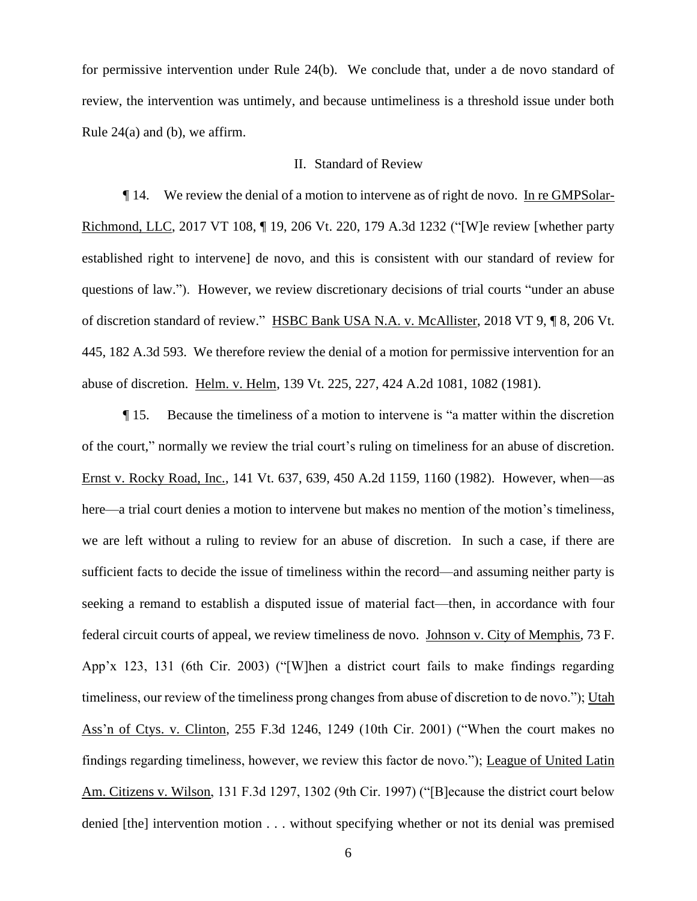for permissive intervention under Rule 24(b). We conclude that, under a de novo standard of review, the intervention was untimely, and because untimeliness is a threshold issue under both Rule 24(a) and (b), we affirm.

## II. Standard of Review

¶ 14. We review the denial of a motion to intervene as of right de novo. In re GMPSolar-Richmond, LLC, 2017 VT 108, ¶ 19, 206 Vt. 220, 179 A.3d 1232 ("[W]e review [whether party established right to intervene] de novo, and this is consistent with our standard of review for questions of law."). However, we review discretionary decisions of trial courts "under an abuse of discretion standard of review." HSBC Bank USA N.A. v. McAllister, 2018 VT 9, ¶ 8, 206 Vt. 445, 182 A.3d 593. We therefore review the denial of a motion for permissive intervention for an abuse of discretion. Helm. v. Helm, 139 Vt. 225, 227, 424 A.2d 1081, 1082 (1981).

¶ 15. Because the timeliness of a motion to intervene is "a matter within the discretion of the court," normally we review the trial court's ruling on timeliness for an abuse of discretion. Ernst v. Rocky Road, Inc., 141 Vt. 637, 639, 450 A.2d 1159, 1160 (1982). However, when—as here—a trial court denies a motion to intervene but makes no mention of the motion's timeliness, we are left without a ruling to review for an abuse of discretion. In such a case, if there are sufficient facts to decide the issue of timeliness within the record—and assuming neither party is seeking a remand to establish a disputed issue of material fact—then, in accordance with four federal circuit courts of appeal, we review timeliness de novo. Johnson v. City of Memphis, 73 F. App'x 123, 131 (6th Cir. 2003) ("[W]hen a district court fails to make findings regarding timeliness, our review of the timeliness prong changes from abuse of discretion to de novo."); Utah Ass'n of Ctys. v. Clinton, 255 F.3d 1246, 1249 (10th Cir. 2001) ("When the court makes no findings regarding timeliness, however, we review this factor de novo."); League of United Latin Am. Citizens v. Wilson, 131 F.3d 1297, 1302 (9th Cir. 1997) ("[B]ecause the district court below denied [the] intervention motion . . . without specifying whether or not its denial was premised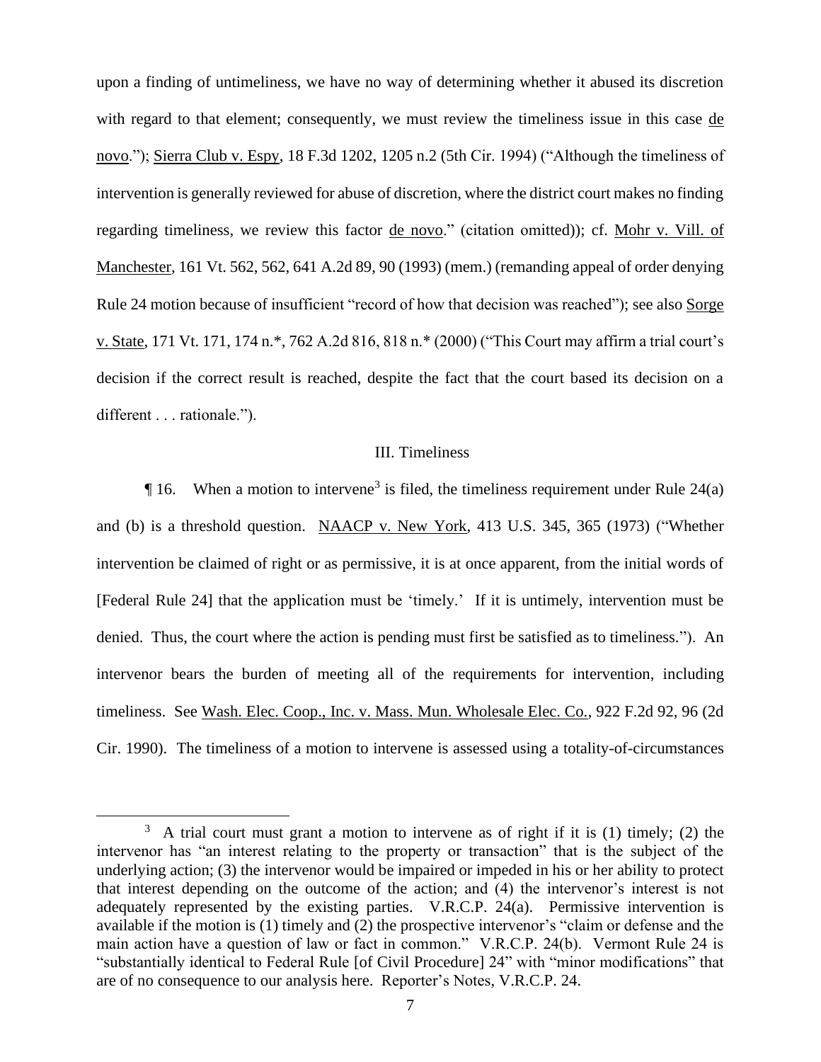upon a finding of untimeliness, we have no way of determining whether it abused its discretion with regard to that element; consequently, we must review the timeliness issue in this case de novo."); Sierra Club v. Espy, 18 F.3d 1202, 1205 n.2 (5th Cir. 1994) ("Although the timeliness of intervention is generally reviewed for abuse of discretion, where the district court makes no finding regarding timeliness, we review this factor de novo." (citation omitted)); cf. Mohr v. Vill. of Manchester, 161 Vt. 562, 562, 641 A.2d 89, 90 (1993) (mem.) (remanding appeal of order denying Rule 24 motion because of insufficient "record of how that decision was reached"); see also Sorge v. State, 171 Vt. 171, 174 n.*, 762 A.2d 816, 818 n.* (2000) ("This Court may affirm a trial court's decision if the correct result is reached, despite the fact that the court based its decision on a different . . . rationale.").

## III. Timeliness

¶ 16. When a motion to intervene[3] is filed, the timeliness requirement under Rule 24(a) and (b) is a threshold question. NAACP v. New York, 413 U.S. 345, 365 (1973) ("Whether intervention be claimed of right or as permissive, it is at once apparent, from the initial words of [Federal Rule 24] that the application must be 'timely.' If it is untimely, intervention must be denied. Thus, the court where the action is pending must first be satisfied as to timeliness."). An intervenor bears the burden of meeting all of the requirements for intervention, including timeliness. See Wash. Elec. Coop., Inc. v. Mass. Mun. Wholesale Elec. Co., 922 F.2d 92, 96 (2d Cir. 1990). The timeliness of a motion to intervene is assessed using a totality-of-circumstances

---

[3] A trial court must grant a motion to intervene as of right if it is (1) timely; (2) the intervenor has "an interest relating to the property or transaction" that is the subject of the underlying action; (3) the intervenor would be impaired or impeded in his or her ability to protect that interest depending on the outcome of the action; and (4) the intervenor's interest is not adequately represented by the existing parties. V.R.C.P. 24(a). Permissive intervention is available if the motion is (1) timely and (2) the prospective intervenor's "claim or defense and the main action have a question of law or fact in common." V.R.C.P. 24(b). Vermont Rule 24 is "substantially identical to Federal Rule [of Civil Procedure] 24" with "minor modifications" that are of no consequence to our analysis here. Reporter's Notes, V.R.C.P. 24.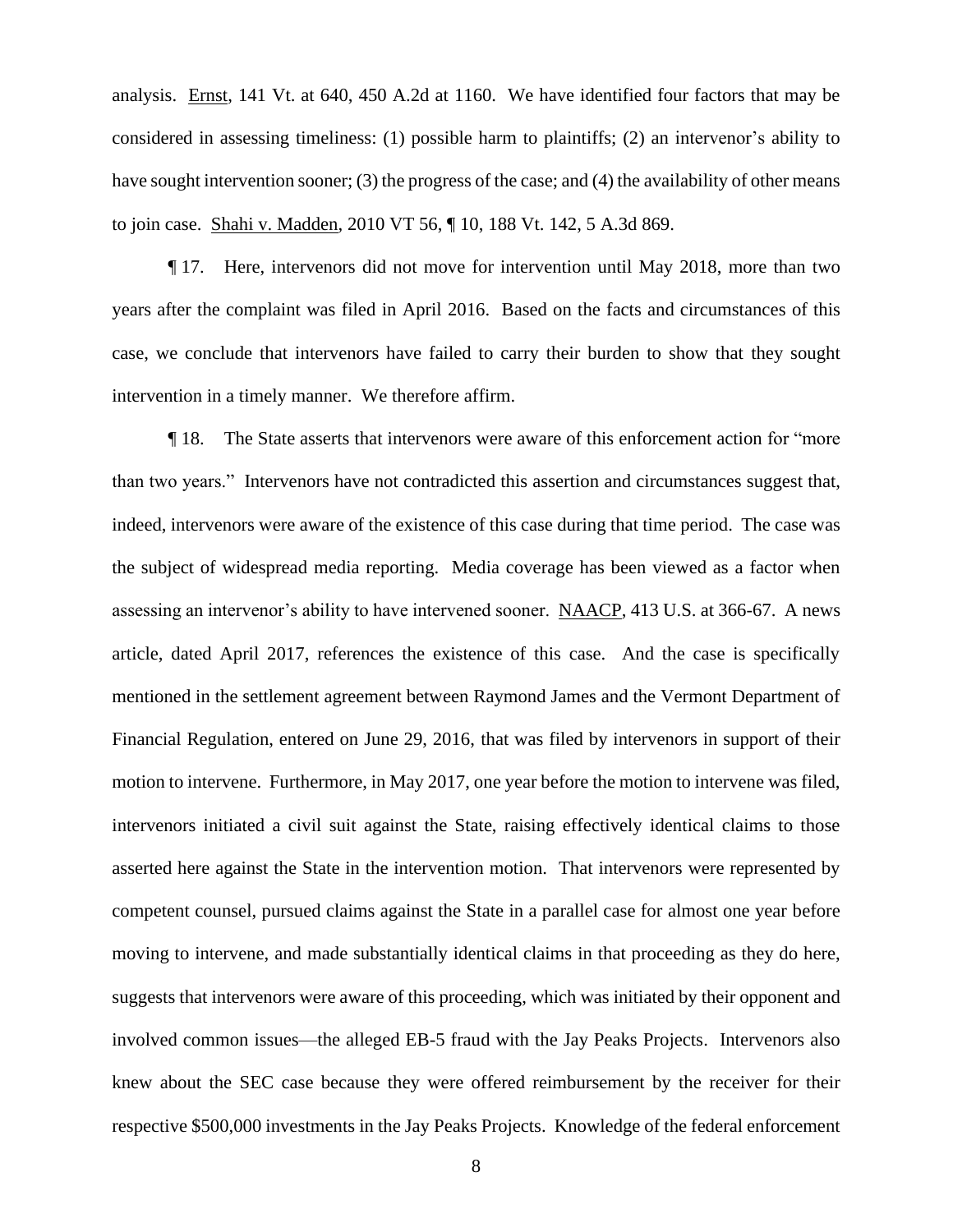analysis. Ernst, 141 Vt. at 640, 450 A.2d at 1160. We have identified four factors that may be considered in assessing timeliness: (1) possible harm to plaintiffs; (2) an intervenor's ability to have sought intervention sooner; (3) the progress of the case; and (4) the availability of other means to join case. Shahi v. Madden, 2010 VT 56, ¶ 10, 188 Vt. 142, 5 A.3d 869.

¶ 17. Here, intervenors did not move for intervention until May 2018, more than two years after the complaint was filed in April 2016. Based on the facts and circumstances of this case, we conclude that intervenors have failed to carry their burden to show that they sought intervention in a timely manner. We therefore affirm.

¶ 18. The State asserts that intervenors were aware of this enforcement action for "more than two years." Intervenors have not contradicted this assertion and circumstances suggest that, indeed, intervenors were aware of the existence of this case during that time period. The case was the subject of widespread media reporting. Media coverage has been viewed as a factor when assessing an intervenor's ability to have intervened sooner. NAACP, 413 U.S. at 366-67. A news article, dated April 2017, references the existence of this case. And the case is specifically mentioned in the settlement agreement between Raymond James and the Vermont Department of Financial Regulation, entered on June 29, 2016, that was filed by intervenors in support of their motion to intervene. Furthermore, in May 2017, one year before the motion to intervene was filed, intervenors initiated a civil suit against the State, raising effectively identical claims to those asserted here against the State in the intervention motion. That intervenors were represented by competent counsel, pursued claims against the State in a parallel case for almost one year before moving to intervene, and made substantially identical claims in that proceeding as they do here, suggests that intervenors were aware of this proceeding, which was initiated by their opponent and involved common issues—the alleged EB-5 fraud with the Jay Peaks Projects. Intervenors also knew about the SEC case because they were offered reimbursement by the receiver for their respective $500,000 investments in the Jay Peaks Projects. Knowledge of the federal enforcement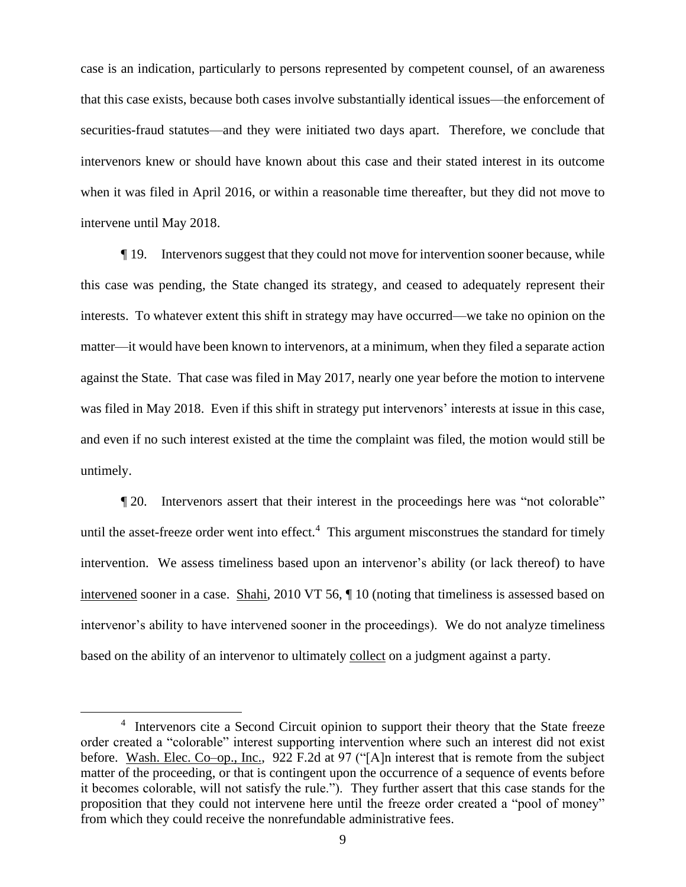case is an indication, particularly to persons represented by competent counsel, of an awareness that this case exists, because both cases involve substantially identical issues—the enforcement of securities-fraud statutes—and they were initiated two days apart. Therefore, we conclude that intervenors knew or should have known about this case and their stated interest in its outcome when it was filed in April 2016, or within a reasonable time thereafter, but they did not move to intervene until May 2018.

¶ 19. Intervenors suggest that they could not move for intervention sooner because, while this case was pending, the State changed its strategy, and ceased to adequately represent their interests. To whatever extent this shift in strategy may have occurred—we take no opinion on the matter—it would have been known to intervenors, at a minimum, when they filed a separate action against the State. That case was filed in May 2017, nearly one year before the motion to intervene was filed in May 2018. Even if this shift in strategy put intervenors' interests at issue in this case, and even if no such interest existed at the time the complaint was filed, the motion would still be untimely.

¶ 20. Intervenors assert that their interest in the proceedings here was "not colorable" until the asset-freeze order went into effect.[4] This argument misconstrues the standard for timely intervention. We assess timeliness based upon an intervenor's ability (or lack thereof) to have <u>intervened</u> sooner in a case. <u>Shahi</u>, 2010 VT 56, ¶ 10 (noting that timeliness is assessed based on intervenor's ability to have intervened sooner in the proceedings). We do not analyze timeliness based on the ability of an intervenor to ultimately <u>collect</u> on a judgment against a party.

---

[4] Intervenors cite a Second Circuit opinion to support their theory that the State freeze order created a "colorable" interest supporting intervention where such an interest did not exist before. <u>Wash. Elec. Co–op., Inc.</u>, 922 F.2d at 97 ("[A]n interest that is remote from the subject matter of the proceeding, or that is contingent upon the occurrence of a sequence of events before it becomes colorable, will not satisfy the rule."). They further assert that this case stands for the proposition that they could not intervene here until the freeze order created a "pool of money" from which they could receive the nonrefundable administrative fees.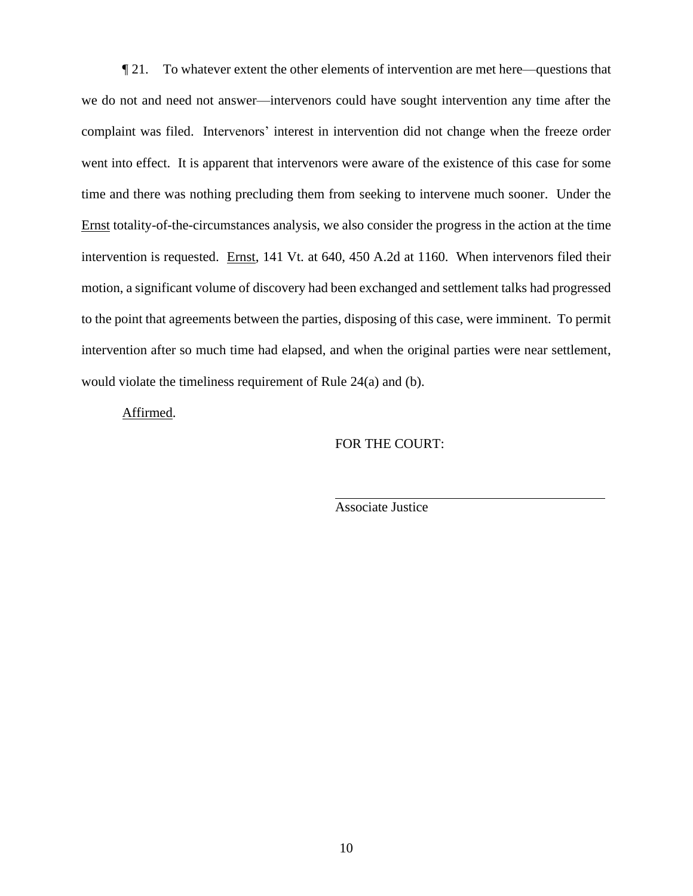¶ 21. To whatever extent the other elements of intervention are met here—questions that we do not and need not answer—intervenors could have sought intervention any time after the complaint was filed. Intervenors' interest in intervention did not change when the freeze order went into effect. It is apparent that intervenors were aware of the existence of this case for some time and there was nothing precluding them from seeking to intervene much sooner. Under the Ernst totality-of-the-circumstances analysis, we also consider the progress in the action at the time intervention is requested. Ernst, 141 Vt. at 640, 450 A.2d at 1160. When intervenors filed their motion, a significant volume of discovery had been exchanged and settlement talks had progressed to the point that agreements between the parties, disposing of this case, were imminent. To permit intervention after so much time had elapsed, and when the original parties were near settlement, would violate the timeliness requirement of Rule 24(a) and (b).

Affirmed.

FOR THE COURT:

Associate Justice